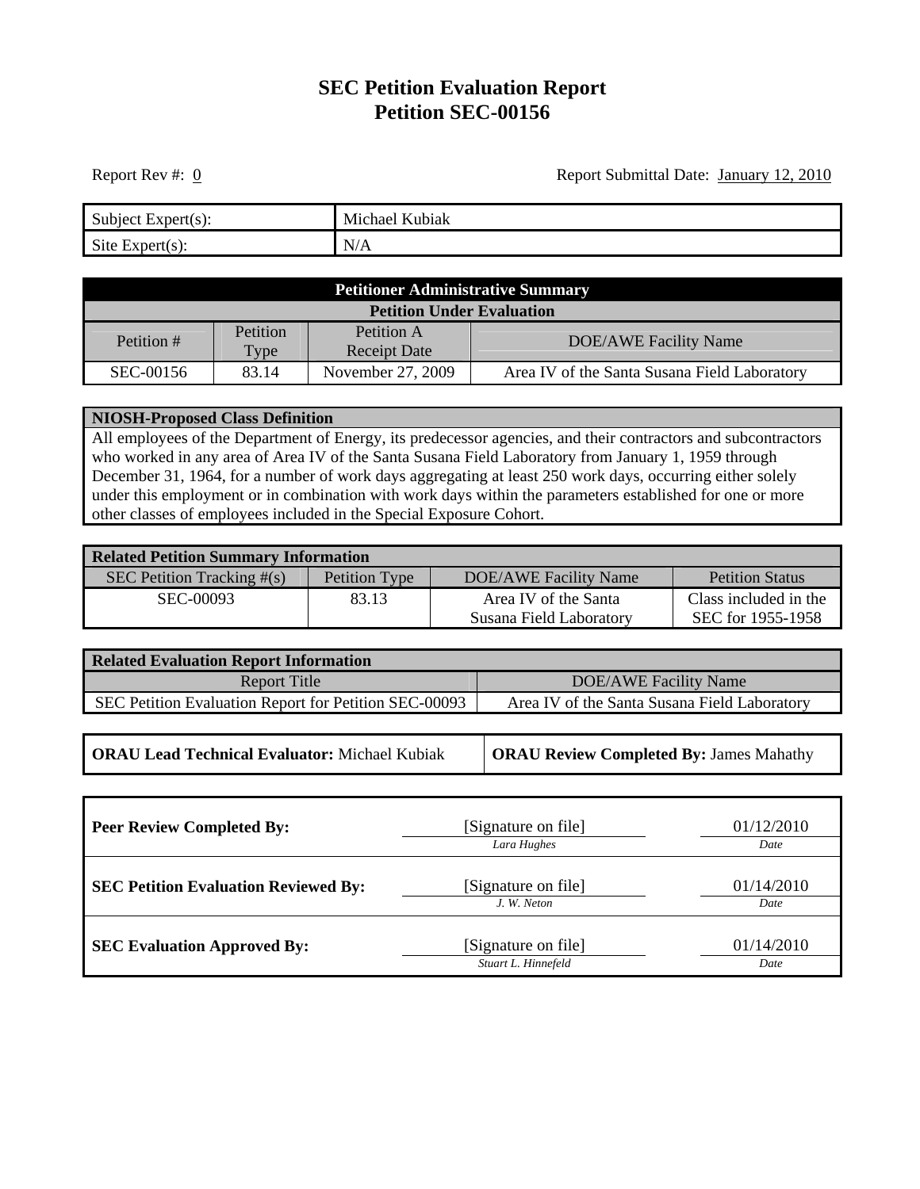# SEC Petition Evaluation Report
# Petition SEC-00156

Report Rev #: 0

Report Submittal Date: January 12, 2010

| | |
|---|---|
| Subject Expert(s): | Michael Kubiak |
| Site Expert(s): | N/A |

| **Petitioner Administrative Summary** | | | |
|---|---|---|---|
| **Petition Under Evaluation** | | | |
| Petition # | Petition Type | Petition A Receipt Date | DOE/AWE Facility Name |
| SEC-00156 | 83.14 | November 27, 2009 | Area IV of the Santa Susana Field Laboratory |

**NIOSH-Proposed Class Definition**

All employees of the Department of Energy, its predecessor agencies, and their contractors and subcontractors who worked in any area of Area IV of the Santa Susana Field Laboratory from January 1, 1959 through December 31, 1964, for a number of work days aggregating at least 250 work days, occurring either solely under this employment or in combination with work days within the parameters established for one or more other classes of employees included in the Special Exposure Cohort.

| **Related Petition Summary Information** | | | |
|---|---|---|---|
| SEC Petition Tracking #(s) | Petition Type | DOE/AWE Facility Name | Petition Status |
| SEC-00093 | 83.13 | Area IV of the Santa Susana Field Laboratory | Class included in the SEC for 1955-1958 |

| **Related Evaluation Report Information** | |
|---|---|
| Report Title | DOE/AWE Facility Name |
| SEC Petition Evaluation Report for Petition SEC-00093 | Area IV of the Santa Susana Field Laboratory |

| | |
|---|---|
| **ORAU Lead Technical Evaluator:** Michael Kubiak | **ORAU Review Completed By:** James Mahathy |

| | | |
|---|---|---|
| **Peer Review Completed By:** | [Signature on file]<br>*Lara Hughes* | 01/12/2010<br>*Date* |
| **SEC Petition Evaluation Reviewed By:** | [Signature on file]<br>*J. W. Neton* | 01/14/2010<br>*Date* |
| **SEC Evaluation Approved By:** | [Signature on file]<br>*Stuart L. Hinnefeld* | 01/14/2010<br>*Date* |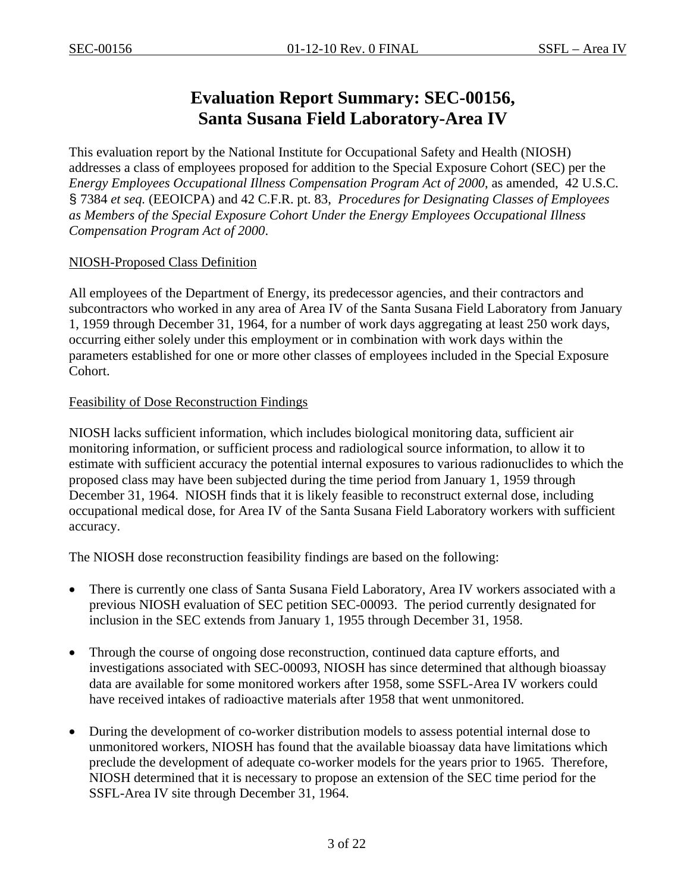# Evaluation Report Summary: SEC-00156, Santa Susana Field Laboratory-Area IV

This evaluation report by the National Institute for Occupational Safety and Health (NIOSH) addresses a class of employees proposed for addition to the Special Exposure Cohort (SEC) per the *Energy Employees Occupational Illness Compensation Program Act of 2000*, as amended, 42 U.S.C. § 7384 *et seq.* (EEOICPA) and 42 C.F.R. pt. 83, *Procedures for Designating Classes of Employees as Members of the Special Exposure Cohort Under the Energy Employees Occupational Illness Compensation Program Act of 2000*.

## NIOSH-Proposed Class Definition

All employees of the Department of Energy, its predecessor agencies, and their contractors and subcontractors who worked in any area of Area IV of the Santa Susana Field Laboratory from January 1, 1959 through December 31, 1964, for a number of work days aggregating at least 250 work days, occurring either solely under this employment or in combination with work days within the parameters established for one or more other classes of employees included in the Special Exposure Cohort.

## Feasibility of Dose Reconstruction Findings

NIOSH lacks sufficient information, which includes biological monitoring data, sufficient air monitoring information, or sufficient process and radiological source information, to allow it to estimate with sufficient accuracy the potential internal exposures to various radionuclides to which the proposed class may have been subjected during the time period from January 1, 1959 through December 31, 1964. NIOSH finds that it is likely feasible to reconstruct external dose, including occupational medical dose, for Area IV of the Santa Susana Field Laboratory workers with sufficient accuracy.

The NIOSH dose reconstruction feasibility findings are based on the following:

- There is currently one class of Santa Susana Field Laboratory, Area IV workers associated with a previous NIOSH evaluation of SEC petition SEC-00093. The period currently designated for inclusion in the SEC extends from January 1, 1955 through December 31, 1958.
- Through the course of ongoing dose reconstruction, continued data capture efforts, and investigations associated with SEC-00093, NIOSH has since determined that although bioassay data are available for some monitored workers after 1958, some SSFL-Area IV workers could have received intakes of radioactive materials after 1958 that went unmonitored.
- During the development of co-worker distribution models to assess potential internal dose to unmonitored workers, NIOSH has found that the available bioassay data have limitations which preclude the development of adequate co-worker models for the years prior to 1965. Therefore, NIOSH determined that it is necessary to propose an extension of the SEC time period for the SSFL-Area IV site through December 31, 1964.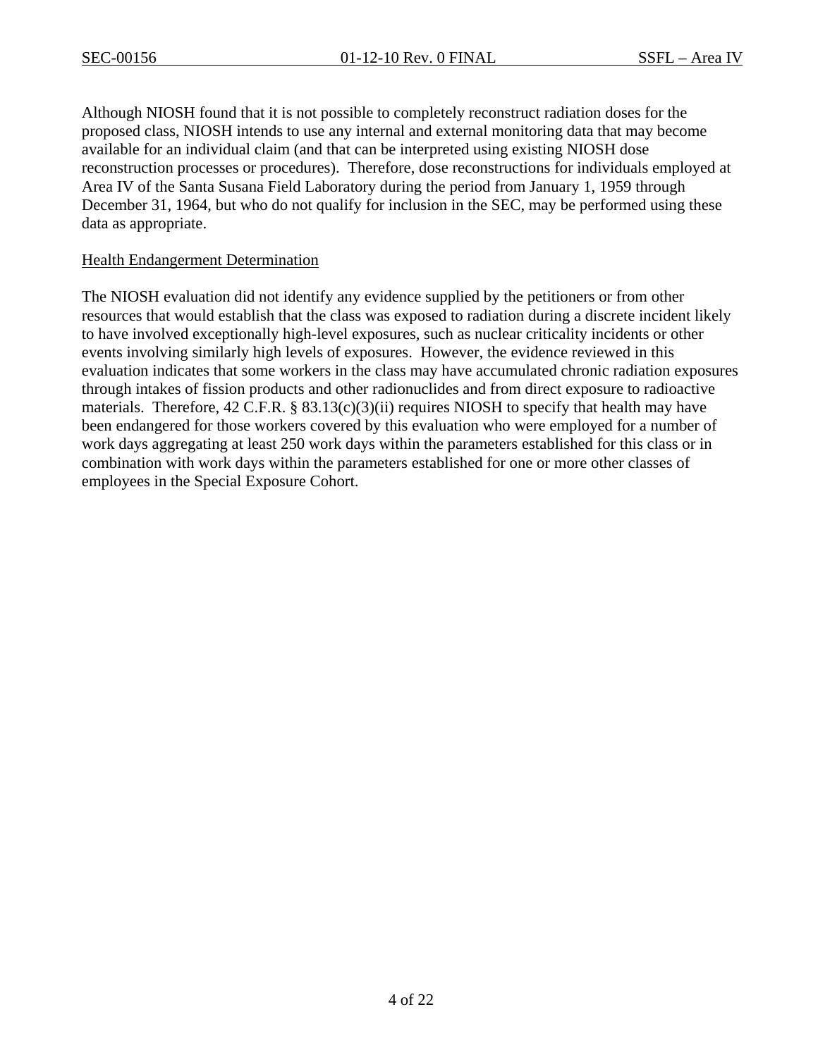Although NIOSH found that it is not possible to completely reconstruct radiation doses for the proposed class, NIOSH intends to use any internal and external monitoring data that may become available for an individual claim (and that can be interpreted using existing NIOSH dose reconstruction processes or procedures). Therefore, dose reconstructions for individuals employed at Area IV of the Santa Susana Field Laboratory during the period from January 1, 1959 through December 31, 1964, but who do not qualify for inclusion in the SEC, may be performed using these data as appropriate.

Health Endangerment Determination

The NIOSH evaluation did not identify any evidence supplied by the petitioners or from other resources that would establish that the class was exposed to radiation during a discrete incident likely to have involved exceptionally high-level exposures, such as nuclear criticality incidents or other events involving similarly high levels of exposures. However, the evidence reviewed in this evaluation indicates that some workers in the class may have accumulated chronic radiation exposures through intakes of fission products and other radionuclides and from direct exposure to radioactive materials. Therefore, 42 C.F.R. § 83.13(c)(3)(ii) requires NIOSH to specify that health may have been endangered for those workers covered by this evaluation who were employed for a number of work days aggregating at least 250 work days within the parameters established for this class or in combination with work days within the parameters established for one or more other classes of employees in the Special Exposure Cohort.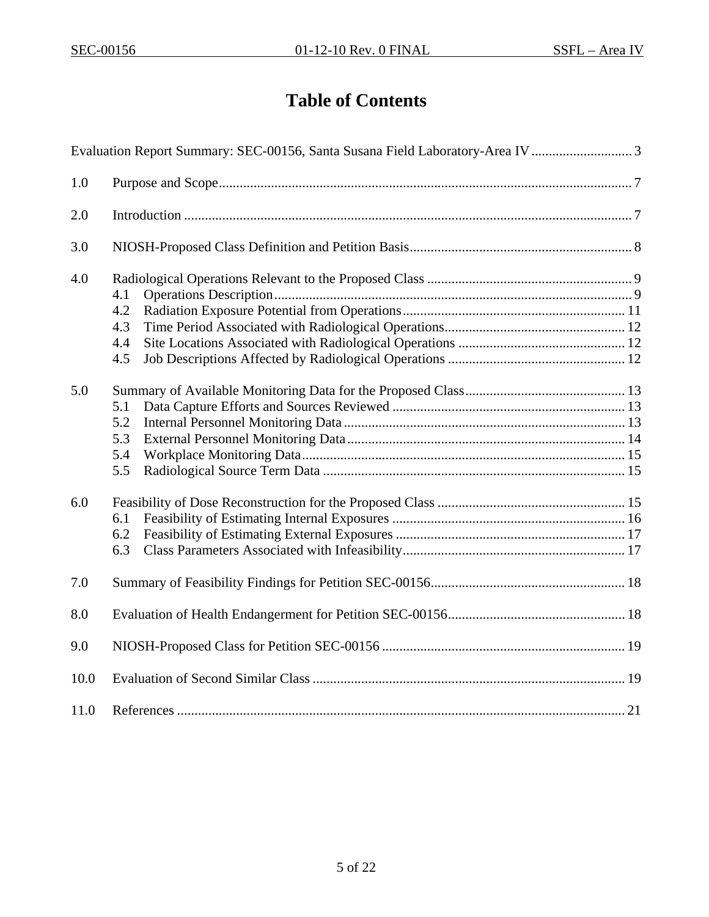# Table of Contents

Evaluation Report Summary: SEC-00156, Santa Susana Field Laboratory-Area IV ............................. 3

1.0 Purpose and Scope ....................................................................................................................... 7

2.0 Introduction .................................................................................................................................. 7

3.0 NIOSH-Proposed Class Definition and Petition Basis ................................................................ 8

4.0 Radiological Operations Relevant to the Proposed Class ........................................................... 9
- 4.1 Operations Description ....................................................................................................... 9
- 4.2 Radiation Exposure Potential from Operations ................................................................ 11
- 4.3 Time Period Associated with Radiological Operations .................................................... 12
- 4.4 Site Locations Associated with Radiological Operations ................................................ 12
- 4.5 Job Descriptions Affected by Radiological Operations ................................................... 12

5.0 Summary of Available Monitoring Data for the Proposed Class .............................................. 13
- 5.1 Data Capture Efforts and Sources Reviewed ................................................................... 13
- 5.2 Internal Personnel Monitoring Data ................................................................................. 13
- 5.3 External Personnel Monitoring Data ................................................................................ 14
- 5.4 Workplace Monitoring Data ............................................................................................. 15
- 5.5 Radiological Source Term Data ....................................................................................... 15

6.0 Feasibility of Dose Reconstruction for the Proposed Class ...................................................... 15
- 6.1 Feasibility of Estimating Internal Exposures ................................................................... 16
- 6.2 Feasibility of Estimating External Exposures .................................................................. 17
- 6.3 Class Parameters Associated with Infeasibility ................................................................ 17

7.0 Summary of Feasibility Findings for Petition SEC-00156 ........................................................ 18

8.0 Evaluation of Health Endangerment for Petition SEC-00156 ................................................... 18

9.0 NIOSH-Proposed Class for Petition SEC-00156 ...................................................................... 19

10.0 Evaluation of Second Similar Class .......................................................................................... 19

11.0 References ................................................................................................................................. 21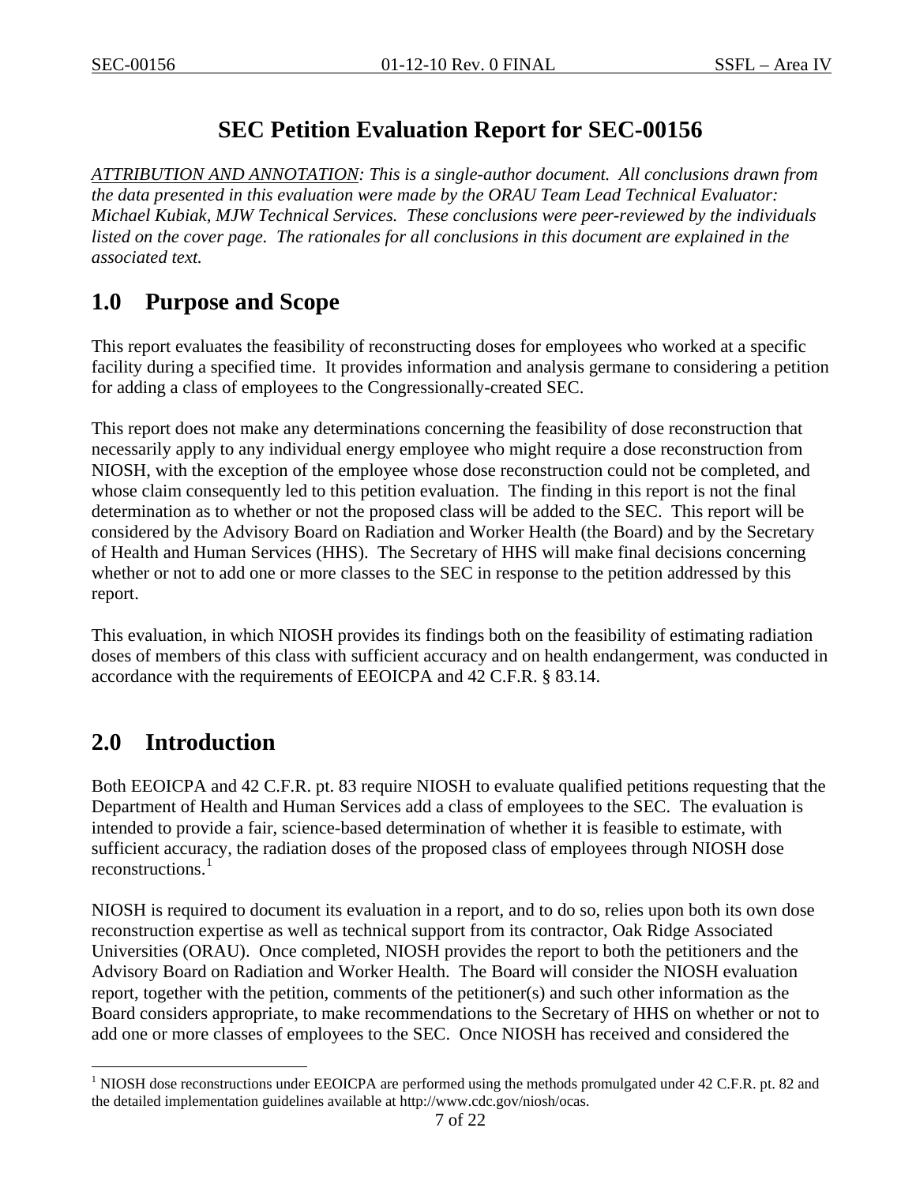# SEC Petition Evaluation Report for SEC-00156

*ATTRIBUTION AND ANNOTATION: This is a single-author document. All conclusions drawn from the data presented in this evaluation were made by the ORAU Team Lead Technical Evaluator: Michael Kubiak, MJW Technical Services. These conclusions were peer-reviewed by the individuals listed on the cover page. The rationales for all conclusions in this document are explained in the associated text.*

## 1.0 Purpose and Scope

This report evaluates the feasibility of reconstructing doses for employees who worked at a specific facility during a specified time. It provides information and analysis germane to considering a petition for adding a class of employees to the Congressionally-created SEC.

This report does not make any determinations concerning the feasibility of dose reconstruction that necessarily apply to any individual energy employee who might require a dose reconstruction from NIOSH, with the exception of the employee whose dose reconstruction could not be completed, and whose claim consequently led to this petition evaluation. The finding in this report is not the final determination as to whether or not the proposed class will be added to the SEC. This report will be considered by the Advisory Board on Radiation and Worker Health (the Board) and by the Secretary of Health and Human Services (HHS). The Secretary of HHS will make final decisions concerning whether or not to add one or more classes to the SEC in response to the petition addressed by this report.

This evaluation, in which NIOSH provides its findings both on the feasibility of estimating radiation doses of members of this class with sufficient accuracy and on health endangerment, was conducted in accordance with the requirements of EEOICPA and 42 C.F.R. § 83.14.

## 2.0 Introduction

Both EEOICPA and 42 C.F.R. pt. 83 require NIOSH to evaluate qualified petitions requesting that the Department of Health and Human Services add a class of employees to the SEC. The evaluation is intended to provide a fair, science-based determination of whether it is feasible to estimate, with sufficient accuracy, the radiation doses of the proposed class of employees through NIOSH dose reconstructions.[1]

NIOSH is required to document its evaluation in a report, and to do so, relies upon both its own dose reconstruction expertise as well as technical support from its contractor, Oak Ridge Associated Universities (ORAU). Once completed, NIOSH provides the report to both the petitioners and the Advisory Board on Radiation and Worker Health. The Board will consider the NIOSH evaluation report, together with the petition, comments of the petitioner(s) and such other information as the Board considers appropriate, to make recommendations to the Secretary of HHS on whether or not to add one or more classes of employees to the SEC. Once NIOSH has received and considered the

[1] NIOSH dose reconstructions under EEOICPA are performed using the methods promulgated under 42 C.F.R. pt. 82 and the detailed implementation guidelines available at http://www.cdc.gov/niosh/ocas.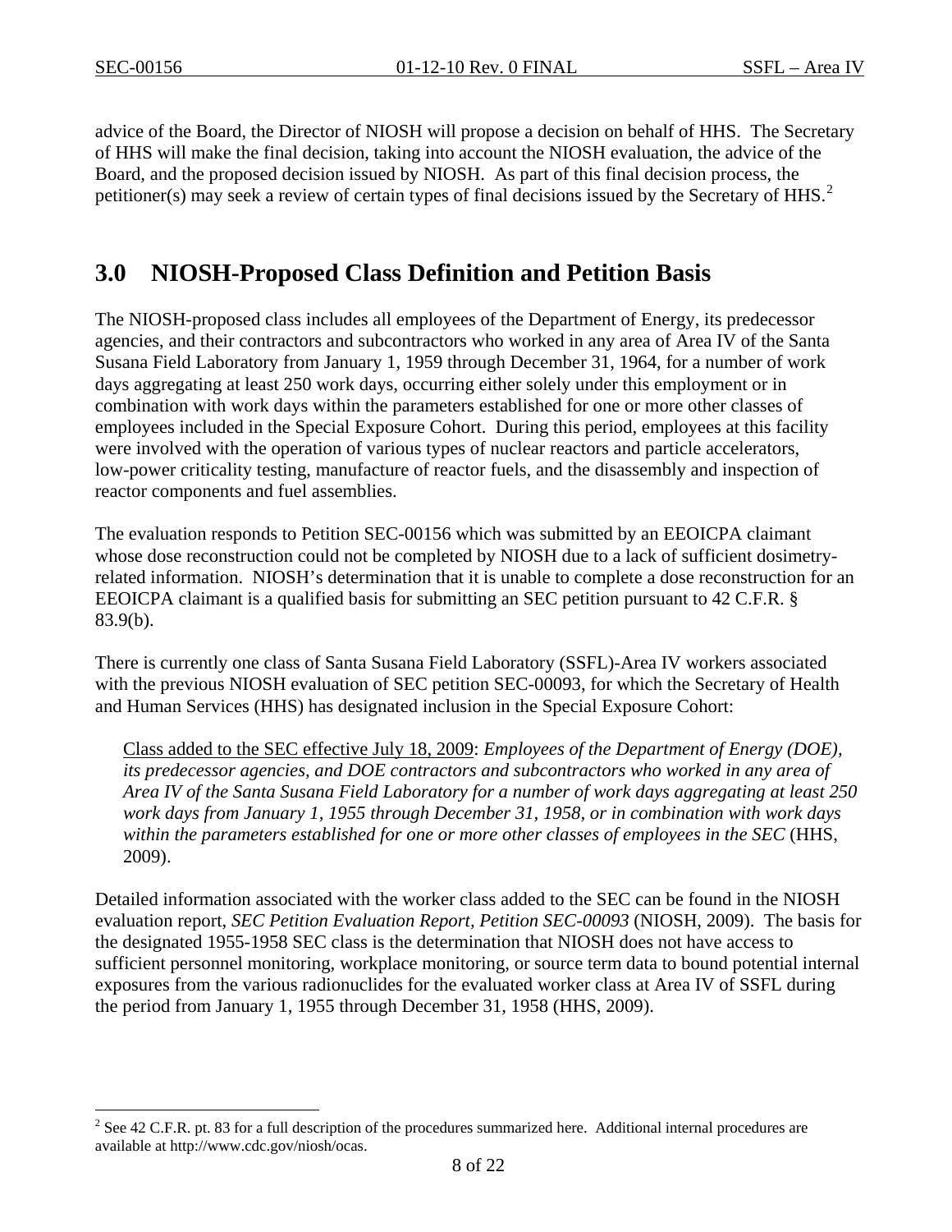advice of the Board, the Director of NIOSH will propose a decision on behalf of HHS. The Secretary of HHS will make the final decision, taking into account the NIOSH evaluation, the advice of the Board, and the proposed decision issued by NIOSH. As part of this final decision process, the petitioner(s) may seek a review of certain types of final decisions issued by the Secretary of HHS.[2]

## 3.0 NIOSH-Proposed Class Definition and Petition Basis

The NIOSH-proposed class includes all employees of the Department of Energy, its predecessor agencies, and their contractors and subcontractors who worked in any area of Area IV of the Santa Susana Field Laboratory from January 1, 1959 through December 31, 1964, for a number of work days aggregating at least 250 work days, occurring either solely under this employment or in combination with work days within the parameters established for one or more other classes of employees included in the Special Exposure Cohort. During this period, employees at this facility were involved with the operation of various types of nuclear reactors and particle accelerators, low-power criticality testing, manufacture of reactor fuels, and the disassembly and inspection of reactor components and fuel assemblies.

The evaluation responds to Petition SEC-00156 which was submitted by an EEOICPA claimant whose dose reconstruction could not be completed by NIOSH due to a lack of sufficient dosimetry-related information. NIOSH's determination that it is unable to complete a dose reconstruction for an EEOICPA claimant is a qualified basis for submitting an SEC petition pursuant to 42 C.F.R. § 83.9(b).

There is currently one class of Santa Susana Field Laboratory (SSFL)-Area IV workers associated with the previous NIOSH evaluation of SEC petition SEC-00093, for which the Secretary of Health and Human Services (HHS) has designated inclusion in the Special Exposure Cohort:

> Class added to the SEC effective July 18, 2009: *Employees of the Department of Energy (DOE), its predecessor agencies, and DOE contractors and subcontractors who worked in any area of Area IV of the Santa Susana Field Laboratory for a number of work days aggregating at least 250 work days from January 1, 1955 through December 31, 1958, or in combination with work days within the parameters established for one or more other classes of employees in the SEC* (HHS, 2009).

Detailed information associated with the worker class added to the SEC can be found in the NIOSH evaluation report, *SEC Petition Evaluation Report, Petition SEC-00093* (NIOSH, 2009). The basis for the designated 1955-1958 SEC class is the determination that NIOSH does not have access to sufficient personnel monitoring, workplace monitoring, or source term data to bound potential internal exposures from the various radionuclides for the evaluated worker class at Area IV of SSFL during the period from January 1, 1955 through December 31, 1958 (HHS, 2009).

---

[2] See 42 C.F.R. pt. 83 for a full description of the procedures summarized here. Additional internal procedures are available at http://www.cdc.gov/niosh/ocas.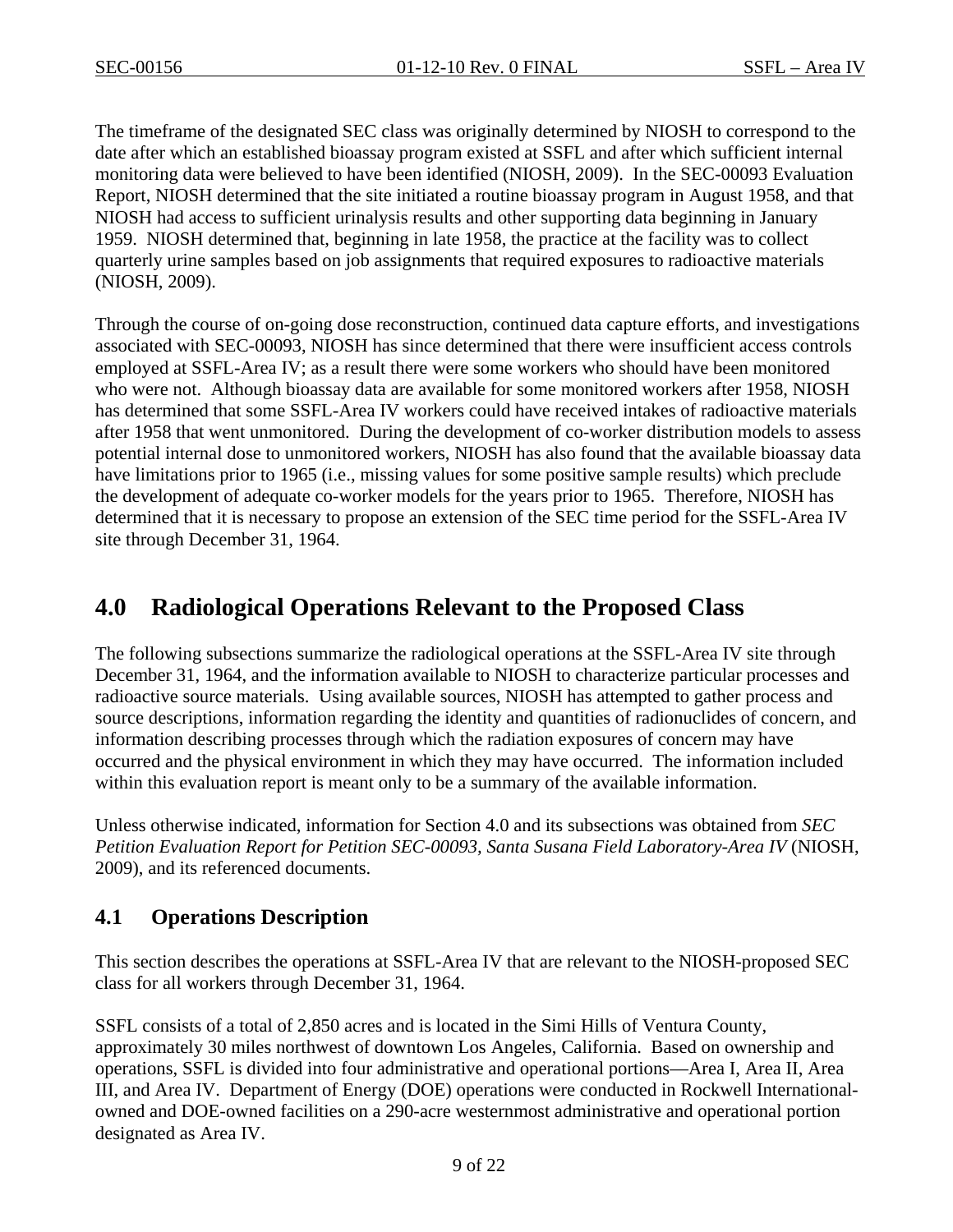The timeframe of the designated SEC class was originally determined by NIOSH to correspond to the date after which an established bioassay program existed at SSFL and after which sufficient internal monitoring data were believed to have been identified (NIOSH, 2009). In the SEC-00093 Evaluation Report, NIOSH determined that the site initiated a routine bioassay program in August 1958, and that NIOSH had access to sufficient urinalysis results and other supporting data beginning in January 1959. NIOSH determined that, beginning in late 1958, the practice at the facility was to collect quarterly urine samples based on job assignments that required exposures to radioactive materials (NIOSH, 2009).

Through the course of on-going dose reconstruction, continued data capture efforts, and investigations associated with SEC-00093, NIOSH has since determined that there were insufficient access controls employed at SSFL-Area IV; as a result there were some workers who should have been monitored who were not. Although bioassay data are available for some monitored workers after 1958, NIOSH has determined that some SSFL-Area IV workers could have received intakes of radioactive materials after 1958 that went unmonitored. During the development of co-worker distribution models to assess potential internal dose to unmonitored workers, NIOSH has also found that the available bioassay data have limitations prior to 1965 (i.e., missing values for some positive sample results) which preclude the development of adequate co-worker models for the years prior to 1965. Therefore, NIOSH has determined that it is necessary to propose an extension of the SEC time period for the SSFL-Area IV site through December 31, 1964.

# 4.0 Radiological Operations Relevant to the Proposed Class

The following subsections summarize the radiological operations at the SSFL-Area IV site through December 31, 1964, and the information available to NIOSH to characterize particular processes and radioactive source materials. Using available sources, NIOSH has attempted to gather process and source descriptions, information regarding the identity and quantities of radionuclides of concern, and information describing processes through which the radiation exposures of concern may have occurred and the physical environment in which they may have occurred. The information included within this evaluation report is meant only to be a summary of the available information.

Unless otherwise indicated, information for Section 4.0 and its subsections was obtained from *SEC Petition Evaluation Report for Petition SEC-00093, Santa Susana Field Laboratory-Area IV* (NIOSH, 2009), and its referenced documents.

## 4.1 Operations Description

This section describes the operations at SSFL-Area IV that are relevant to the NIOSH-proposed SEC class for all workers through December 31, 1964.

SSFL consists of a total of 2,850 acres and is located in the Simi Hills of Ventura County, approximately 30 miles northwest of downtown Los Angeles, California. Based on ownership and operations, SSFL is divided into four administrative and operational portions—Area I, Area II, Area III, and Area IV. Department of Energy (DOE) operations were conducted in Rockwell International-owned and DOE-owned facilities on a 290-acre westernmost administrative and operational portion designated as Area IV.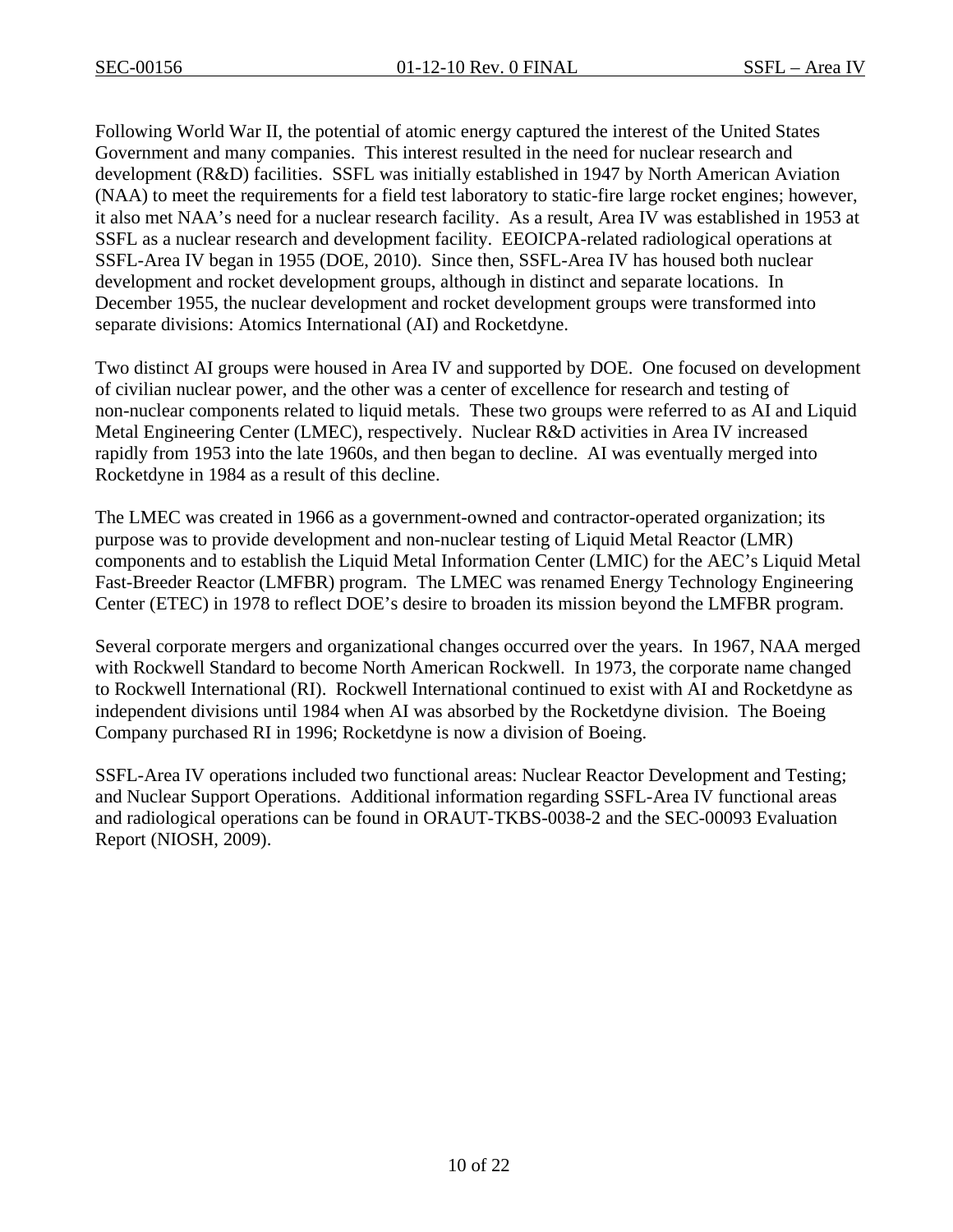Following World War II, the potential of atomic energy captured the interest of the United States Government and many companies. This interest resulted in the need for nuclear research and development (R&D) facilities. SSFL was initially established in 1947 by North American Aviation (NAA) to meet the requirements for a field test laboratory to static-fire large rocket engines; however, it also met NAA's need for a nuclear research facility. As a result, Area IV was established in 1953 at SSFL as a nuclear research and development facility. EEOICPA-related radiological operations at SSFL-Area IV began in 1955 (DOE, 2010). Since then, SSFL-Area IV has housed both nuclear development and rocket development groups, although in distinct and separate locations. In December 1955, the nuclear development and rocket development groups were transformed into separate divisions: Atomics International (AI) and Rocketdyne.

Two distinct AI groups were housed in Area IV and supported by DOE. One focused on development of civilian nuclear power, and the other was a center of excellence for research and testing of non-nuclear components related to liquid metals. These two groups were referred to as AI and Liquid Metal Engineering Center (LMEC), respectively. Nuclear R&D activities in Area IV increased rapidly from 1953 into the late 1960s, and then began to decline. AI was eventually merged into Rocketdyne in 1984 as a result of this decline.

The LMEC was created in 1966 as a government-owned and contractor-operated organization; its purpose was to provide development and non-nuclear testing of Liquid Metal Reactor (LMR) components and to establish the Liquid Metal Information Center (LMIC) for the AEC's Liquid Metal Fast-Breeder Reactor (LMFBR) program. The LMEC was renamed Energy Technology Engineering Center (ETEC) in 1978 to reflect DOE's desire to broaden its mission beyond the LMFBR program.

Several corporate mergers and organizational changes occurred over the years. In 1967, NAA merged with Rockwell Standard to become North American Rockwell. In 1973, the corporate name changed to Rockwell International (RI). Rockwell International continued to exist with AI and Rocketdyne as independent divisions until 1984 when AI was absorbed by the Rocketdyne division. The Boeing Company purchased RI in 1996; Rocketdyne is now a division of Boeing.

SSFL-Area IV operations included two functional areas: Nuclear Reactor Development and Testing; and Nuclear Support Operations. Additional information regarding SSFL-Area IV functional areas and radiological operations can be found in ORAUT-TKBS-0038-2 and the SEC-00093 Evaluation Report (NIOSH, 2009).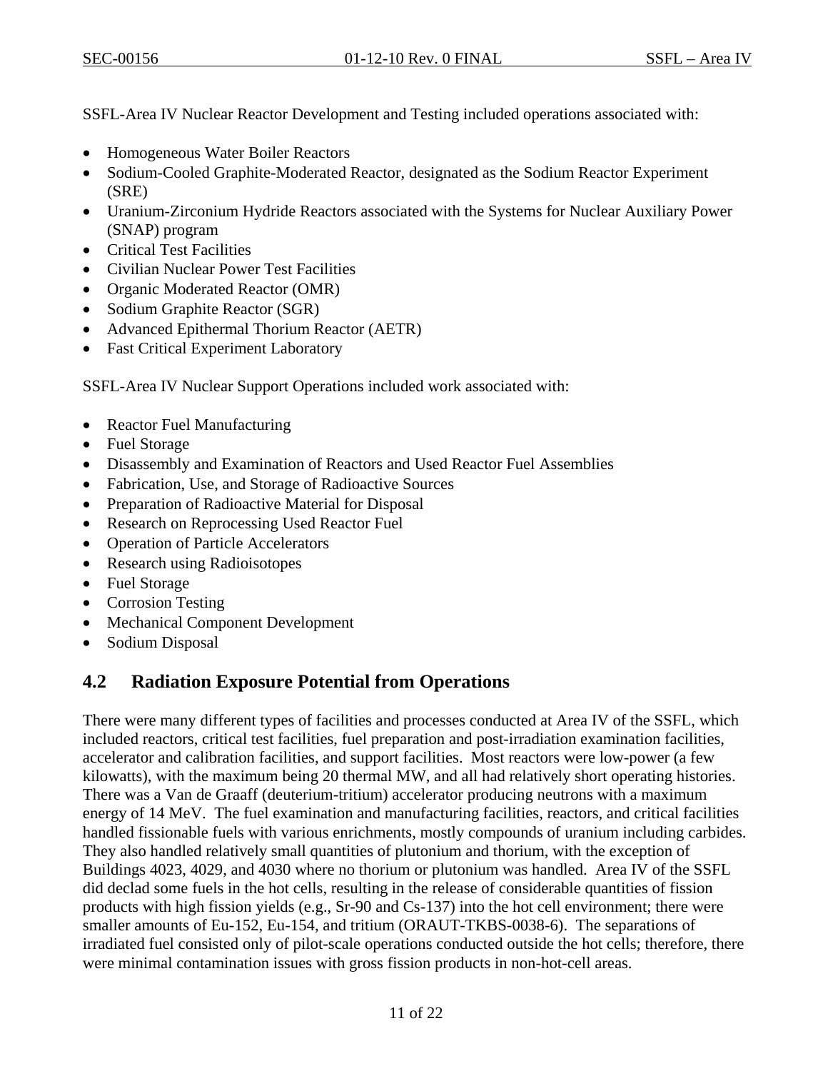SSFL-Area IV Nuclear Reactor Development and Testing included operations associated with:

- Homogeneous Water Boiler Reactors
- Sodium-Cooled Graphite-Moderated Reactor, designated as the Sodium Reactor Experiment (SRE)
- Uranium-Zirconium Hydride Reactors associated with the Systems for Nuclear Auxiliary Power (SNAP) program
- Critical Test Facilities
- Civilian Nuclear Power Test Facilities
- Organic Moderated Reactor (OMR)
- Sodium Graphite Reactor (SGR)
- Advanced Epithermal Thorium Reactor (AETR)
- Fast Critical Experiment Laboratory

SSFL-Area IV Nuclear Support Operations included work associated with:

- Reactor Fuel Manufacturing
- Fuel Storage
- Disassembly and Examination of Reactors and Used Reactor Fuel Assemblies
- Fabrication, Use, and Storage of Radioactive Sources
- Preparation of Radioactive Material for Disposal
- Research on Reprocessing Used Reactor Fuel
- Operation of Particle Accelerators
- Research using Radioisotopes
- Fuel Storage
- Corrosion Testing
- Mechanical Component Development
- Sodium Disposal

## 4.2 Radiation Exposure Potential from Operations

There were many different types of facilities and processes conducted at Area IV of the SSFL, which included reactors, critical test facilities, fuel preparation and post-irradiation examination facilities, accelerator and calibration facilities, and support facilities. Most reactors were low-power (a few kilowatts), with the maximum being 20 thermal MW, and all had relatively short operating histories. There was a Van de Graaff (deuterium-tritium) accelerator producing neutrons with a maximum energy of 14 MeV. The fuel examination and manufacturing facilities, reactors, and critical facilities handled fissionable fuels with various enrichments, mostly compounds of uranium including carbides. They also handled relatively small quantities of plutonium and thorium, with the exception of Buildings 4023, 4029, and 4030 where no thorium or plutonium was handled. Area IV of the SSFL did declad some fuels in the hot cells, resulting in the release of considerable quantities of fission products with high fission yields (e.g., Sr-90 and Cs-137) into the hot cell environment; there were smaller amounts of Eu-152, Eu-154, and tritium (ORAUT-TKBS-0038-6). The separations of irradiated fuel consisted only of pilot-scale operations conducted outside the hot cells; therefore, there were minimal contamination issues with gross fission products in non-hot-cell areas.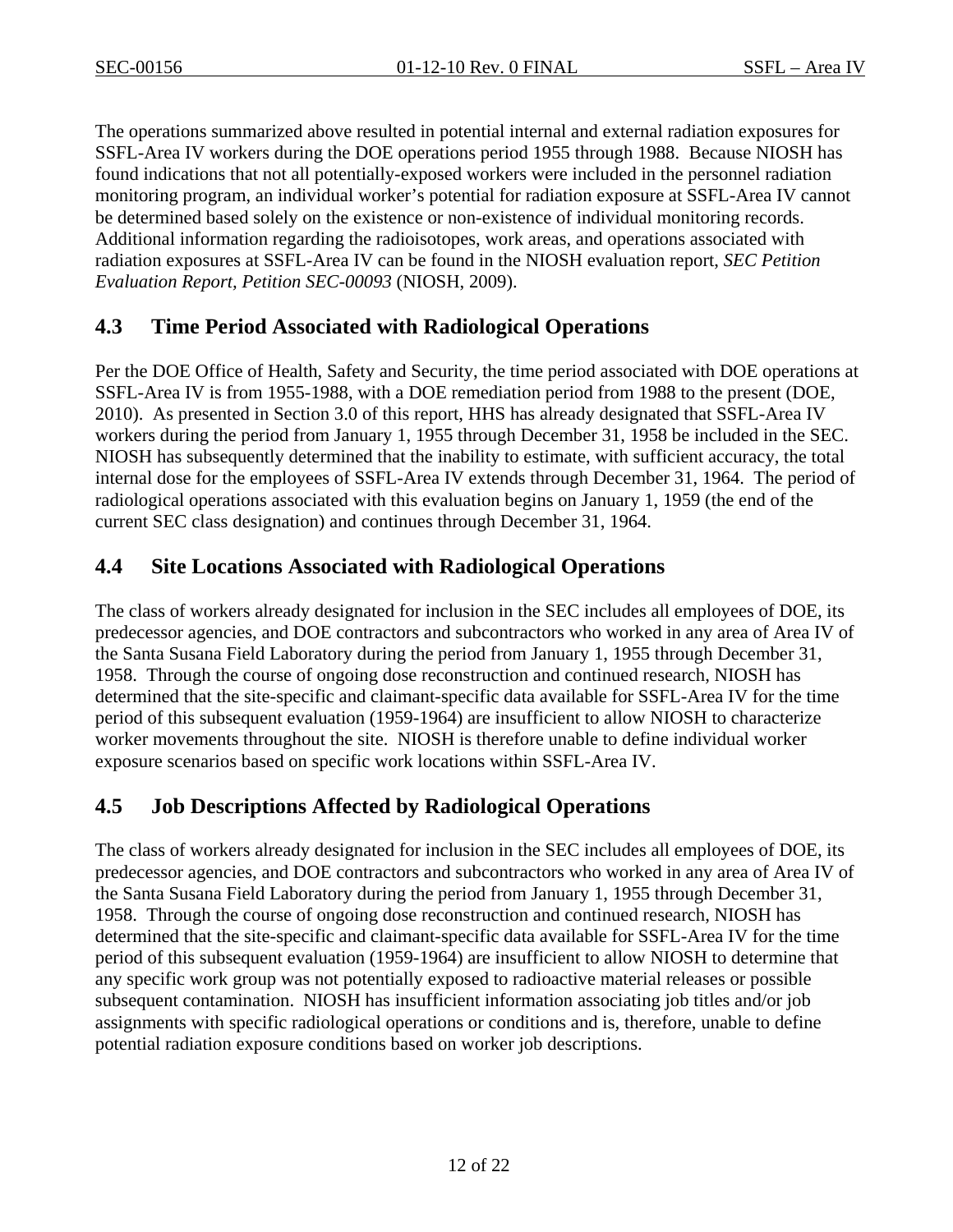The operations summarized above resulted in potential internal and external radiation exposures for SSFL-Area IV workers during the DOE operations period 1955 through 1988. Because NIOSH has found indications that not all potentially-exposed workers were included in the personnel radiation monitoring program, an individual worker's potential for radiation exposure at SSFL-Area IV cannot be determined based solely on the existence or non-existence of individual monitoring records. Additional information regarding the radioisotopes, work areas, and operations associated with radiation exposures at SSFL-Area IV can be found in the NIOSH evaluation report, *SEC Petition Evaluation Report, Petition SEC-00093* (NIOSH, 2009).

## 4.3 Time Period Associated with Radiological Operations

Per the DOE Office of Health, Safety and Security, the time period associated with DOE operations at SSFL-Area IV is from 1955-1988, with a DOE remediation period from 1988 to the present (DOE, 2010). As presented in Section 3.0 of this report, HHS has already designated that SSFL-Area IV workers during the period from January 1, 1955 through December 31, 1958 be included in the SEC. NIOSH has subsequently determined that the inability to estimate, with sufficient accuracy, the total internal dose for the employees of SSFL-Area IV extends through December 31, 1964. The period of radiological operations associated with this evaluation begins on January 1, 1959 (the end of the current SEC class designation) and continues through December 31, 1964.

## 4.4 Site Locations Associated with Radiological Operations

The class of workers already designated for inclusion in the SEC includes all employees of DOE, its predecessor agencies, and DOE contractors and subcontractors who worked in any area of Area IV of the Santa Susana Field Laboratory during the period from January 1, 1955 through December 31, 1958. Through the course of ongoing dose reconstruction and continued research, NIOSH has determined that the site-specific and claimant-specific data available for SSFL-Area IV for the time period of this subsequent evaluation (1959-1964) are insufficient to allow NIOSH to characterize worker movements throughout the site. NIOSH is therefore unable to define individual worker exposure scenarios based on specific work locations within SSFL-Area IV.

## 4.5 Job Descriptions Affected by Radiological Operations

The class of workers already designated for inclusion in the SEC includes all employees of DOE, its predecessor agencies, and DOE contractors and subcontractors who worked in any area of Area IV of the Santa Susana Field Laboratory during the period from January 1, 1955 through December 31, 1958. Through the course of ongoing dose reconstruction and continued research, NIOSH has determined that the site-specific and claimant-specific data available for SSFL-Area IV for the time period of this subsequent evaluation (1959-1964) are insufficient to allow NIOSH to determine that any specific work group was not potentially exposed to radioactive material releases or possible subsequent contamination. NIOSH has insufficient information associating job titles and/or job assignments with specific radiological operations or conditions and is, therefore, unable to define potential radiation exposure conditions based on worker job descriptions.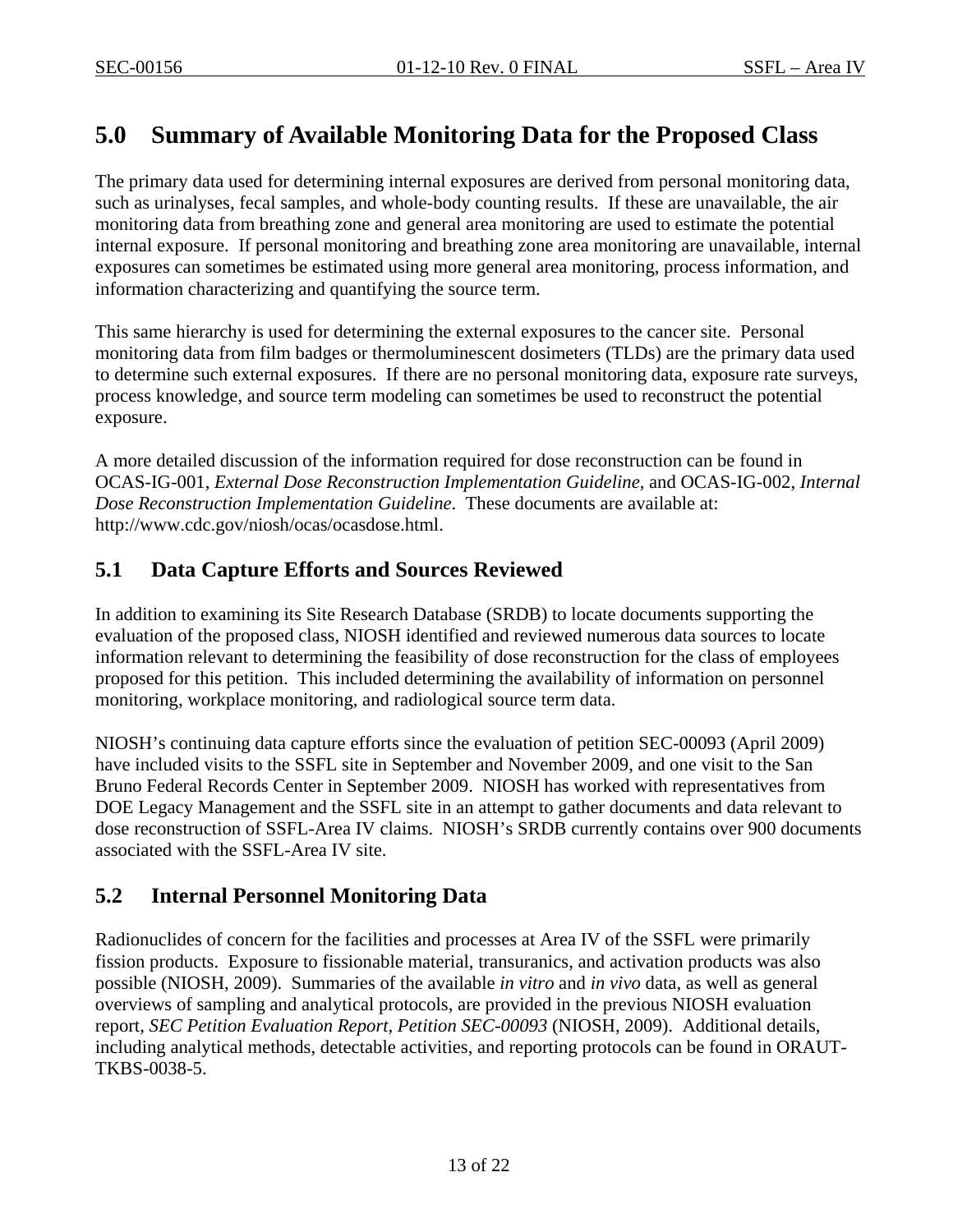# 5.0 Summary of Available Monitoring Data for the Proposed Class

The primary data used for determining internal exposures are derived from personal monitoring data, such as urinalyses, fecal samples, and whole-body counting results. If these are unavailable, the air monitoring data from breathing zone and general area monitoring are used to estimate the potential internal exposure. If personal monitoring and breathing zone area monitoring are unavailable, internal exposures can sometimes be estimated using more general area monitoring, process information, and information characterizing and quantifying the source term.

This same hierarchy is used for determining the external exposures to the cancer site. Personal monitoring data from film badges or thermoluminescent dosimeters (TLDs) are the primary data used to determine such external exposures. If there are no personal monitoring data, exposure rate surveys, process knowledge, and source term modeling can sometimes be used to reconstruct the potential exposure.

A more detailed discussion of the information required for dose reconstruction can be found in OCAS-IG-001, *External Dose Reconstruction Implementation Guideline*, and OCAS-IG-002, *Internal Dose Reconstruction Implementation Guideline*. These documents are available at: http://www.cdc.gov/niosh/ocas/ocasdose.html.

## 5.1 Data Capture Efforts and Sources Reviewed

In addition to examining its Site Research Database (SRDB) to locate documents supporting the evaluation of the proposed class, NIOSH identified and reviewed numerous data sources to locate information relevant to determining the feasibility of dose reconstruction for the class of employees proposed for this petition. This included determining the availability of information on personnel monitoring, workplace monitoring, and radiological source term data.

NIOSH's continuing data capture efforts since the evaluation of petition SEC-00093 (April 2009) have included visits to the SSFL site in September and November 2009, and one visit to the San Bruno Federal Records Center in September 2009. NIOSH has worked with representatives from DOE Legacy Management and the SSFL site in an attempt to gather documents and data relevant to dose reconstruction of SSFL-Area IV claims. NIOSH's SRDB currently contains over 900 documents associated with the SSFL-Area IV site.

## 5.2 Internal Personnel Monitoring Data

Radionuclides of concern for the facilities and processes at Area IV of the SSFL were primarily fission products. Exposure to fissionable material, transuranics, and activation products was also possible (NIOSH, 2009). Summaries of the available *in vitro* and *in vivo* data, as well as general overviews of sampling and analytical protocols, are provided in the previous NIOSH evaluation report, *SEC Petition Evaluation Report, Petition SEC-00093* (NIOSH, 2009). Additional details, including analytical methods, detectable activities, and reporting protocols can be found in ORAUT-TKBS-0038-5.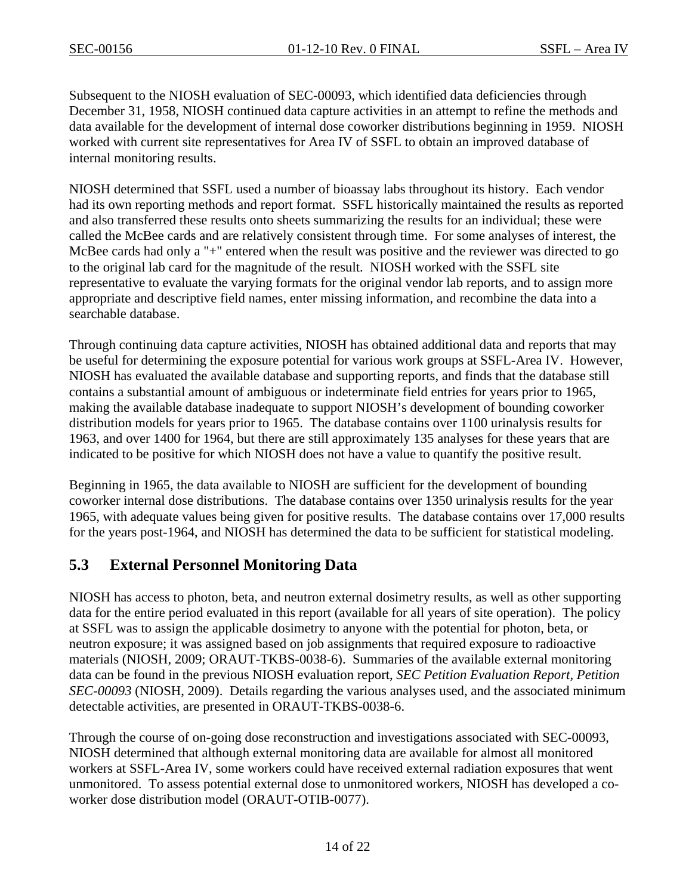Subsequent to the NIOSH evaluation of SEC-00093, which identified data deficiencies through December 31, 1958, NIOSH continued data capture activities in an attempt to refine the methods and data available for the development of internal dose coworker distributions beginning in 1959. NIOSH worked with current site representatives for Area IV of SSFL to obtain an improved database of internal monitoring results.

NIOSH determined that SSFL used a number of bioassay labs throughout its history. Each vendor had its own reporting methods and report format. SSFL historically maintained the results as reported and also transferred these results onto sheets summarizing the results for an individual; these were called the McBee cards and are relatively consistent through time. For some analyses of interest, the McBee cards had only a "+" entered when the result was positive and the reviewer was directed to go to the original lab card for the magnitude of the result. NIOSH worked with the SSFL site representative to evaluate the varying formats for the original vendor lab reports, and to assign more appropriate and descriptive field names, enter missing information, and recombine the data into a searchable database.

Through continuing data capture activities, NIOSH has obtained additional data and reports that may be useful for determining the exposure potential for various work groups at SSFL-Area IV. However, NIOSH has evaluated the available database and supporting reports, and finds that the database still contains a substantial amount of ambiguous or indeterminate field entries for years prior to 1965, making the available database inadequate to support NIOSH's development of bounding coworker distribution models for years prior to 1965. The database contains over 1100 urinalysis results for 1963, and over 1400 for 1964, but there are still approximately 135 analyses for these years that are indicated to be positive for which NIOSH does not have a value to quantify the positive result.

Beginning in 1965, the data available to NIOSH are sufficient for the development of bounding coworker internal dose distributions. The database contains over 1350 urinalysis results for the year 1965, with adequate values being given for positive results. The database contains over 17,000 results for the years post-1964, and NIOSH has determined the data to be sufficient for statistical modeling.

## 5.3 External Personnel Monitoring Data

NIOSH has access to photon, beta, and neutron external dosimetry results, as well as other supporting data for the entire period evaluated in this report (available for all years of site operation). The policy at SSFL was to assign the applicable dosimetry to anyone with the potential for photon, beta, or neutron exposure; it was assigned based on job assignments that required exposure to radioactive materials (NIOSH, 2009; ORAUT-TKBS-0038-6). Summaries of the available external monitoring data can be found in the previous NIOSH evaluation report, *SEC Petition Evaluation Report, Petition SEC-00093* (NIOSH, 2009). Details regarding the various analyses used, and the associated minimum detectable activities, are presented in ORAUT-TKBS-0038-6.

Through the course of on-going dose reconstruction and investigations associated with SEC-00093, NIOSH determined that although external monitoring data are available for almost all monitored workers at SSFL-Area IV, some workers could have received external radiation exposures that went unmonitored. To assess potential external dose to unmonitored workers, NIOSH has developed a co-worker dose distribution model (ORAUT-OTIB-0077).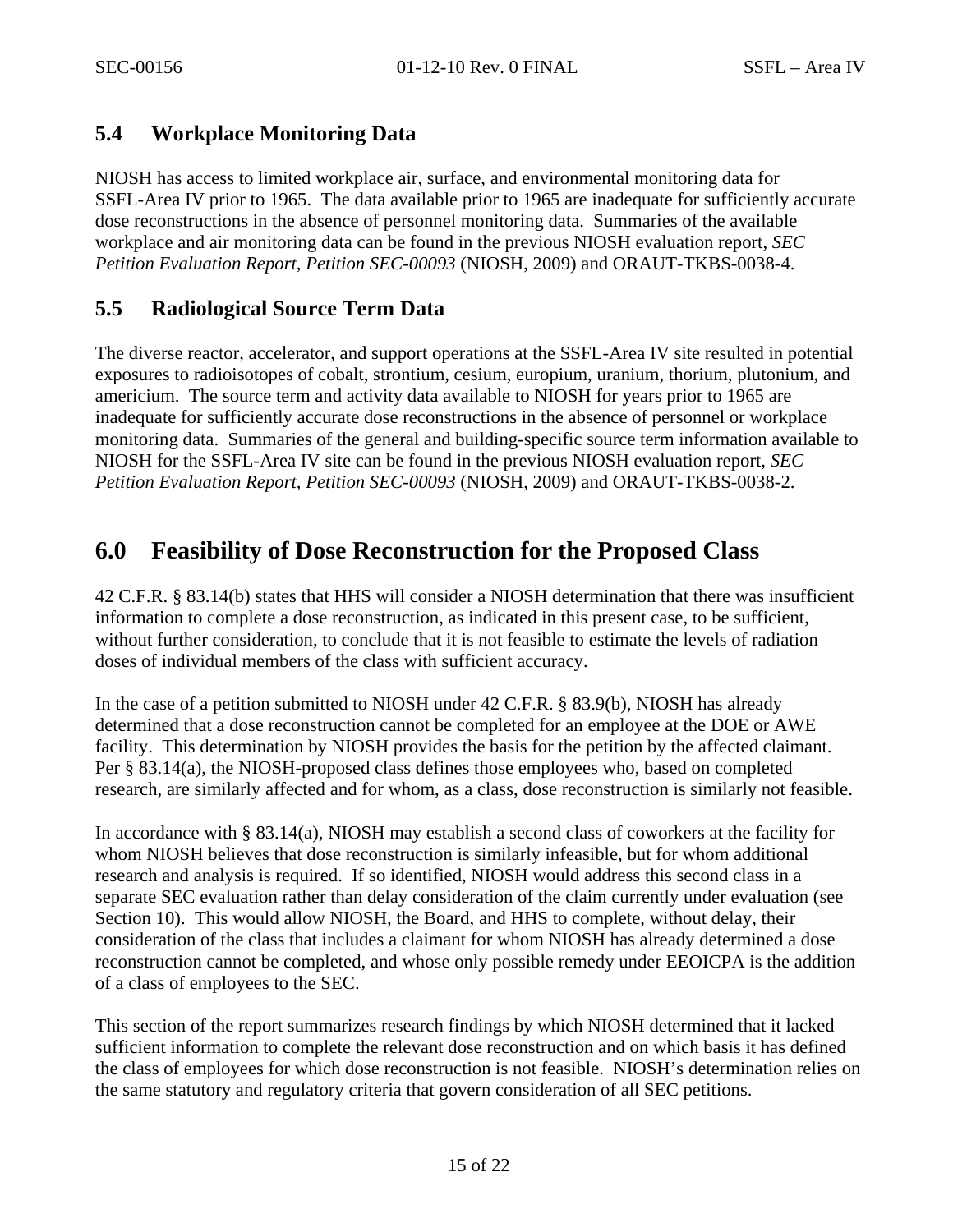## 5.4 Workplace Monitoring Data

NIOSH has access to limited workplace air, surface, and environmental monitoring data for SSFL-Area IV prior to 1965. The data available prior to 1965 are inadequate for sufficiently accurate dose reconstructions in the absence of personnel monitoring data. Summaries of the available workplace and air monitoring data can be found in the previous NIOSH evaluation report, *SEC Petition Evaluation Report, Petition SEC-00093* (NIOSH, 2009) and ORAUT-TKBS-0038-4.

## 5.5 Radiological Source Term Data

The diverse reactor, accelerator, and support operations at the SSFL-Area IV site resulted in potential exposures to radioisotopes of cobalt, strontium, cesium, europium, uranium, thorium, plutonium, and americium. The source term and activity data available to NIOSH for years prior to 1965 are inadequate for sufficiently accurate dose reconstructions in the absence of personnel or workplace monitoring data. Summaries of the general and building-specific source term information available to NIOSH for the SSFL-Area IV site can be found in the previous NIOSH evaluation report, *SEC Petition Evaluation Report, Petition SEC-00093* (NIOSH, 2009) and ORAUT-TKBS-0038-2.

# 6.0 Feasibility of Dose Reconstruction for the Proposed Class

42 C.F.R. § 83.14(b) states that HHS will consider a NIOSH determination that there was insufficient information to complete a dose reconstruction, as indicated in this present case, to be sufficient, without further consideration, to conclude that it is not feasible to estimate the levels of radiation doses of individual members of the class with sufficient accuracy.

In the case of a petition submitted to NIOSH under 42 C.F.R. § 83.9(b), NIOSH has already determined that a dose reconstruction cannot be completed for an employee at the DOE or AWE facility. This determination by NIOSH provides the basis for the petition by the affected claimant. Per § 83.14(a), the NIOSH-proposed class defines those employees who, based on completed research, are similarly affected and for whom, as a class, dose reconstruction is similarly not feasible.

In accordance with § 83.14(a), NIOSH may establish a second class of coworkers at the facility for whom NIOSH believes that dose reconstruction is similarly infeasible, but for whom additional research and analysis is required. If so identified, NIOSH would address this second class in a separate SEC evaluation rather than delay consideration of the claim currently under evaluation (see Section 10). This would allow NIOSH, the Board, and HHS to complete, without delay, their consideration of the class that includes a claimant for whom NIOSH has already determined a dose reconstruction cannot be completed, and whose only possible remedy under EEOICPA is the addition of a class of employees to the SEC.

This section of the report summarizes research findings by which NIOSH determined that it lacked sufficient information to complete the relevant dose reconstruction and on which basis it has defined the class of employees for which dose reconstruction is not feasible. NIOSH's determination relies on the same statutory and regulatory criteria that govern consideration of all SEC petitions.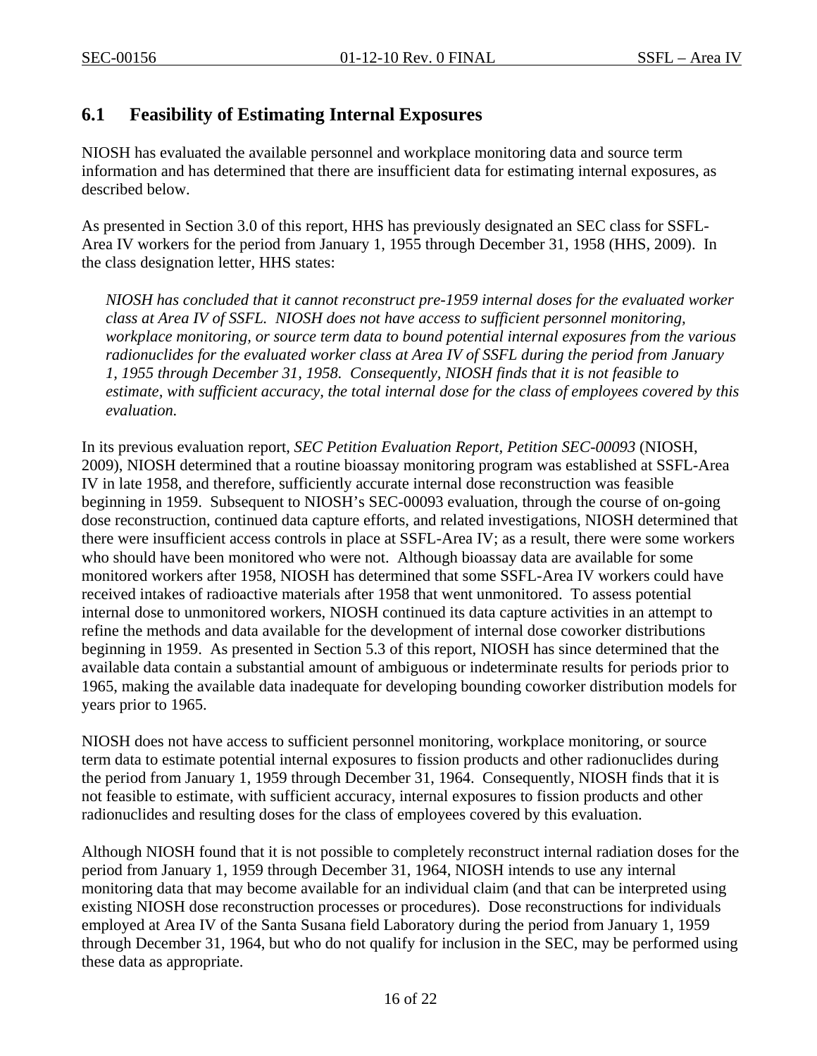## 6.1 Feasibility of Estimating Internal Exposures

NIOSH has evaluated the available personnel and workplace monitoring data and source term information and has determined that there are insufficient data for estimating internal exposures, as described below.

As presented in Section 3.0 of this report, HHS has previously designated an SEC class for SSFL-Area IV workers for the period from January 1, 1955 through December 31, 1958 (HHS, 2009). In the class designation letter, HHS states:

> *NIOSH has concluded that it cannot reconstruct pre-1959 internal doses for the evaluated worker class at Area IV of SSFL. NIOSH does not have access to sufficient personnel monitoring, workplace monitoring, or source term data to bound potential internal exposures from the various radionuclides for the evaluated worker class at Area IV of SSFL during the period from January 1, 1955 through December 31, 1958. Consequently, NIOSH finds that it is not feasible to estimate, with sufficient accuracy, the total internal dose for the class of employees covered by this evaluation.*

In its previous evaluation report, *SEC Petition Evaluation Report, Petition SEC-00093* (NIOSH, 2009), NIOSH determined that a routine bioassay monitoring program was established at SSFL-Area IV in late 1958, and therefore, sufficiently accurate internal dose reconstruction was feasible beginning in 1959. Subsequent to NIOSH's SEC-00093 evaluation, through the course of on-going dose reconstruction, continued data capture efforts, and related investigations, NIOSH determined that there were insufficient access controls in place at SSFL-Area IV; as a result, there were some workers who should have been monitored who were not. Although bioassay data are available for some monitored workers after 1958, NIOSH has determined that some SSFL-Area IV workers could have received intakes of radioactive materials after 1958 that went unmonitored. To assess potential internal dose to unmonitored workers, NIOSH continued its data capture activities in an attempt to refine the methods and data available for the development of internal dose coworker distributions beginning in 1959. As presented in Section 5.3 of this report, NIOSH has since determined that the available data contain a substantial amount of ambiguous or indeterminate results for periods prior to 1965, making the available data inadequate for developing bounding coworker distribution models for years prior to 1965.

NIOSH does not have access to sufficient personnel monitoring, workplace monitoring, or source term data to estimate potential internal exposures to fission products and other radionuclides during the period from January 1, 1959 through December 31, 1964. Consequently, NIOSH finds that it is not feasible to estimate, with sufficient accuracy, internal exposures to fission products and other radionuclides and resulting doses for the class of employees covered by this evaluation.

Although NIOSH found that it is not possible to completely reconstruct internal radiation doses for the period from January 1, 1959 through December 31, 1964, NIOSH intends to use any internal monitoring data that may become available for an individual claim (and that can be interpreted using existing NIOSH dose reconstruction processes or procedures). Dose reconstructions for individuals employed at Area IV of the Santa Susana field Laboratory during the period from January 1, 1959 through December 31, 1964, but who do not qualify for inclusion in the SEC, may be performed using these data as appropriate.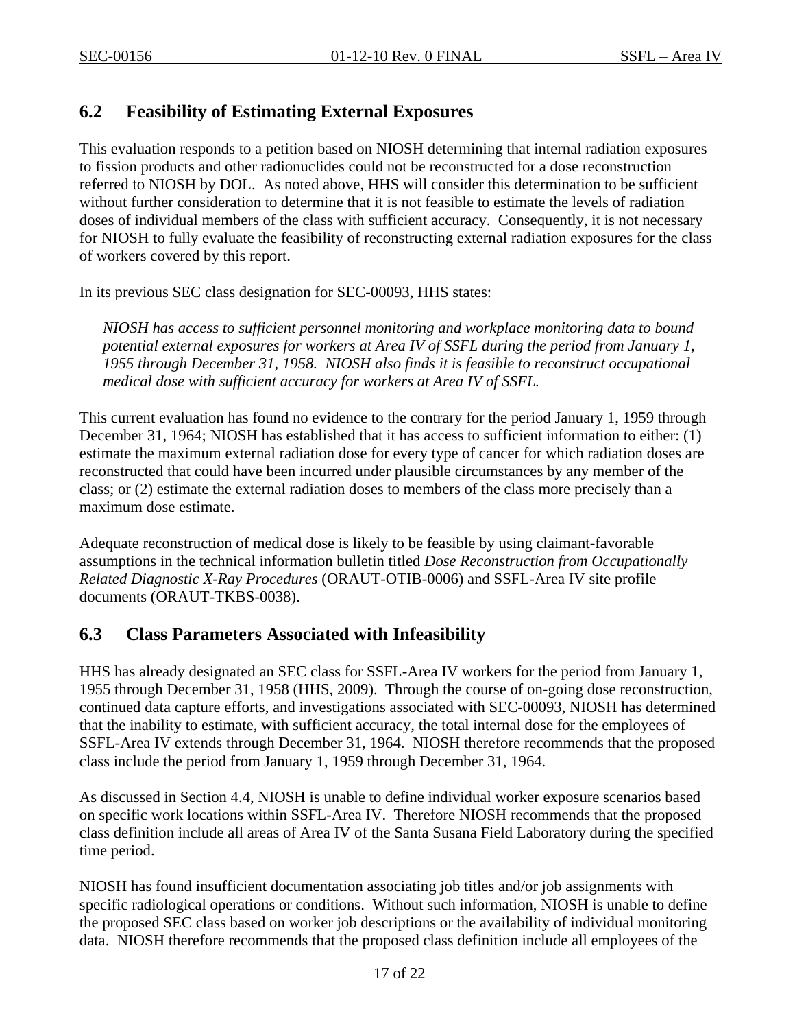## 6.2 Feasibility of Estimating External Exposures

This evaluation responds to a petition based on NIOSH determining that internal radiation exposures to fission products and other radionuclides could not be reconstructed for a dose reconstruction referred to NIOSH by DOL. As noted above, HHS will consider this determination to be sufficient without further consideration to determine that it is not feasible to estimate the levels of radiation doses of individual members of the class with sufficient accuracy. Consequently, it is not necessary for NIOSH to fully evaluate the feasibility of reconstructing external radiation exposures for the class of workers covered by this report.

In its previous SEC class designation for SEC-00093, HHS states:

> *NIOSH has access to sufficient personnel monitoring and workplace monitoring data to bound potential external exposures for workers at Area IV of SSFL during the period from January 1, 1955 through December 31, 1958. NIOSH also finds it is feasible to reconstruct occupational medical dose with sufficient accuracy for workers at Area IV of SSFL.*

This current evaluation has found no evidence to the contrary for the period January 1, 1959 through December 31, 1964; NIOSH has established that it has access to sufficient information to either: (1) estimate the maximum external radiation dose for every type of cancer for which radiation doses are reconstructed that could have been incurred under plausible circumstances by any member of the class; or (2) estimate the external radiation doses to members of the class more precisely than a maximum dose estimate.

Adequate reconstruction of medical dose is likely to be feasible by using claimant-favorable assumptions in the technical information bulletin titled *Dose Reconstruction from Occupationally Related Diagnostic X-Ray Procedures* (ORAUT-OTIB-0006) and SSFL-Area IV site profile documents (ORAUT-TKBS-0038).

## 6.3 Class Parameters Associated with Infeasibility

HHS has already designated an SEC class for SSFL-Area IV workers for the period from January 1, 1955 through December 31, 1958 (HHS, 2009). Through the course of on-going dose reconstruction, continued data capture efforts, and investigations associated with SEC-00093, NIOSH has determined that the inability to estimate, with sufficient accuracy, the total internal dose for the employees of SSFL-Area IV extends through December 31, 1964. NIOSH therefore recommends that the proposed class include the period from January 1, 1959 through December 31, 1964.

As discussed in Section 4.4, NIOSH is unable to define individual worker exposure scenarios based on specific work locations within SSFL-Area IV. Therefore NIOSH recommends that the proposed class definition include all areas of Area IV of the Santa Susana Field Laboratory during the specified time period.

NIOSH has found insufficient documentation associating job titles and/or job assignments with specific radiological operations or conditions. Without such information, NIOSH is unable to define the proposed SEC class based on worker job descriptions or the availability of individual monitoring data. NIOSH therefore recommends that the proposed class definition include all employees of the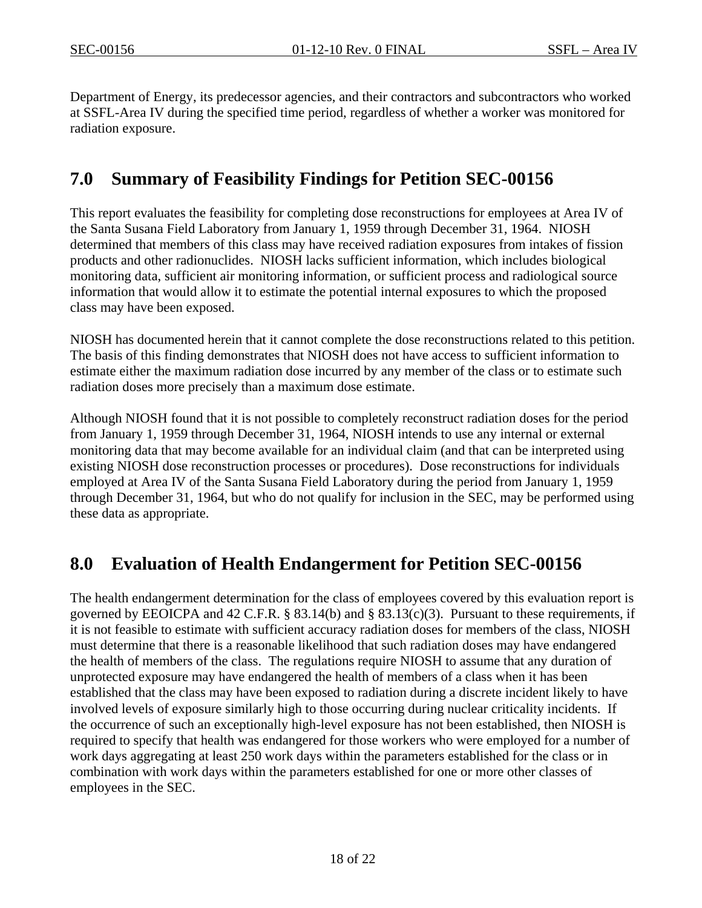Department of Energy, its predecessor agencies, and their contractors and subcontractors who worked at SSFL-Area IV during the specified time period, regardless of whether a worker was monitored for radiation exposure.

## 7.0 Summary of Feasibility Findings for Petition SEC-00156

This report evaluates the feasibility for completing dose reconstructions for employees at Area IV of the Santa Susana Field Laboratory from January 1, 1959 through December 31, 1964. NIOSH determined that members of this class may have received radiation exposures from intakes of fission products and other radionuclides. NIOSH lacks sufficient information, which includes biological monitoring data, sufficient air monitoring information, or sufficient process and radiological source information that would allow it to estimate the potential internal exposures to which the proposed class may have been exposed.

NIOSH has documented herein that it cannot complete the dose reconstructions related to this petition. The basis of this finding demonstrates that NIOSH does not have access to sufficient information to estimate either the maximum radiation dose incurred by any member of the class or to estimate such radiation doses more precisely than a maximum dose estimate.

Although NIOSH found that it is not possible to completely reconstruct radiation doses for the period from January 1, 1959 through December 31, 1964, NIOSH intends to use any internal or external monitoring data that may become available for an individual claim (and that can be interpreted using existing NIOSH dose reconstruction processes or procedures). Dose reconstructions for individuals employed at Area IV of the Santa Susana Field Laboratory during the period from January 1, 1959 through December 31, 1964, but who do not qualify for inclusion in the SEC, may be performed using these data as appropriate.

## 8.0 Evaluation of Health Endangerment for Petition SEC-00156

The health endangerment determination for the class of employees covered by this evaluation report is governed by EEOICPA and 42 C.F.R. § 83.14(b) and § 83.13(c)(3). Pursuant to these requirements, if it is not feasible to estimate with sufficient accuracy radiation doses for members of the class, NIOSH must determine that there is a reasonable likelihood that such radiation doses may have endangered the health of members of the class. The regulations require NIOSH to assume that any duration of unprotected exposure may have endangered the health of members of a class when it has been established that the class may have been exposed to radiation during a discrete incident likely to have involved levels of exposure similarly high to those occurring during nuclear criticality incidents. If the occurrence of such an exceptionally high-level exposure has not been established, then NIOSH is required to specify that health was endangered for those workers who were employed for a number of work days aggregating at least 250 work days within the parameters established for the class or in combination with work days within the parameters established for one or more other classes of employees in the SEC.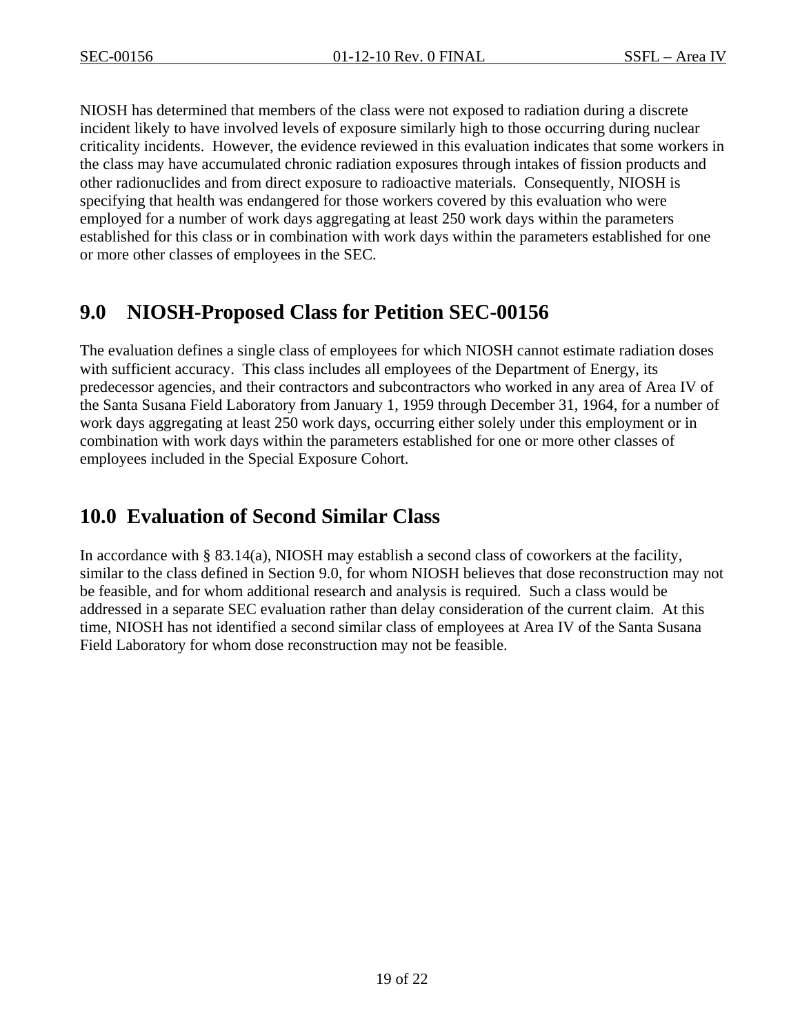NIOSH has determined that members of the class were not exposed to radiation during a discrete incident likely to have involved levels of exposure similarly high to those occurring during nuclear criticality incidents. However, the evidence reviewed in this evaluation indicates that some workers in the class may have accumulated chronic radiation exposures through intakes of fission products and other radionuclides and from direct exposure to radioactive materials. Consequently, NIOSH is specifying that health was endangered for those workers covered by this evaluation who were employed for a number of work days aggregating at least 250 work days within the parameters established for this class or in combination with work days within the parameters established for one or more other classes of employees in the SEC.

## 9.0 NIOSH-Proposed Class for Petition SEC-00156

The evaluation defines a single class of employees for which NIOSH cannot estimate radiation doses with sufficient accuracy. This class includes all employees of the Department of Energy, its predecessor agencies, and their contractors and subcontractors who worked in any area of Area IV of the Santa Susana Field Laboratory from January 1, 1959 through December 31, 1964, for a number of work days aggregating at least 250 work days, occurring either solely under this employment or in combination with work days within the parameters established for one or more other classes of employees included in the Special Exposure Cohort.

## 10.0 Evaluation of Second Similar Class

In accordance with § 83.14(a), NIOSH may establish a second class of coworkers at the facility, similar to the class defined in Section 9.0, for whom NIOSH believes that dose reconstruction may not be feasible, and for whom additional research and analysis is required. Such a class would be addressed in a separate SEC evaluation rather than delay consideration of the current claim. At this time, NIOSH has not identified a second similar class of employees at Area IV of the Santa Susana Field Laboratory for whom dose reconstruction may not be feasible.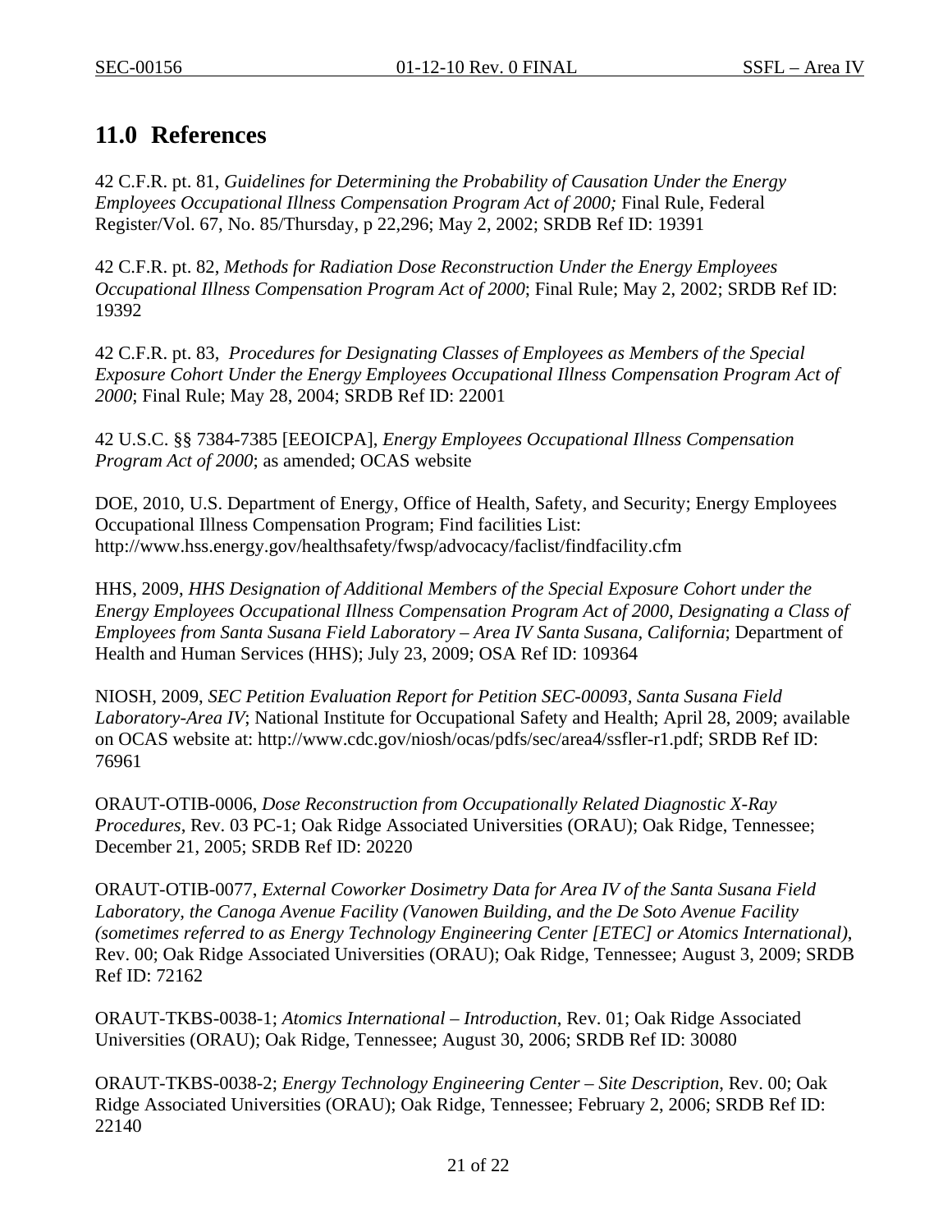## 11.0 References

42 C.F.R. pt. 81, *Guidelines for Determining the Probability of Causation Under the Energy Employees Occupational Illness Compensation Program Act of 2000;* Final Rule, Federal Register/Vol. 67, No. 85/Thursday, p 22,296; May 2, 2002; SRDB Ref ID: 19391

42 C.F.R. pt. 82, *Methods for Radiation Dose Reconstruction Under the Energy Employees Occupational Illness Compensation Program Act of 2000*; Final Rule; May 2, 2002; SRDB Ref ID: 19392

42 C.F.R. pt. 83, *Procedures for Designating Classes of Employees as Members of the Special Exposure Cohort Under the Energy Employees Occupational Illness Compensation Program Act of 2000*; Final Rule; May 28, 2004; SRDB Ref ID: 22001

42 U.S.C. §§ 7384-7385 [EEOICPA], *Energy Employees Occupational Illness Compensation Program Act of 2000*; as amended; OCAS website

DOE, 2010, U.S. Department of Energy, Office of Health, Safety, and Security; Energy Employees Occupational Illness Compensation Program; Find facilities List: http://www.hss.energy.gov/healthsafety/fwsp/advocacy/faclist/findfacility.cfm

HHS, 2009, *HHS Designation of Additional Members of the Special Exposure Cohort under the Energy Employees Occupational Illness Compensation Program Act of 2000, Designating a Class of Employees from Santa Susana Field Laboratory – Area IV Santa Susana, California*; Department of Health and Human Services (HHS); July 23, 2009; OSA Ref ID: 109364

NIOSH, 2009, *SEC Petition Evaluation Report for Petition SEC-00093, Santa Susana Field Laboratory-Area IV*; National Institute for Occupational Safety and Health; April 28, 2009; available on OCAS website at: http://www.cdc.gov/niosh/ocas/pdfs/sec/area4/ssfler-r1.pdf; SRDB Ref ID: 76961

ORAUT-OTIB-0006, *Dose Reconstruction from Occupationally Related Diagnostic X-Ray Procedures*, Rev. 03 PC-1; Oak Ridge Associated Universities (ORAU); Oak Ridge, Tennessee; December 21, 2005; SRDB Ref ID: 20220

ORAUT-OTIB-0077, *External Coworker Dosimetry Data for Area IV of the Santa Susana Field Laboratory, the Canoga Avenue Facility (Vanowen Building, and the De Soto Avenue Facility (sometimes referred to as Energy Technology Engineering Center [ETEC] or Atomics International)*, Rev. 00; Oak Ridge Associated Universities (ORAU); Oak Ridge, Tennessee; August 3, 2009; SRDB Ref ID: 72162

ORAUT-TKBS-0038-1; *Atomics International – Introduction*, Rev. 01; Oak Ridge Associated Universities (ORAU); Oak Ridge, Tennessee; August 30, 2006; SRDB Ref ID: 30080

ORAUT-TKBS-0038-2; *Energy Technology Engineering Center – Site Description*, Rev. 00; Oak Ridge Associated Universities (ORAU); Oak Ridge, Tennessee; February 2, 2006; SRDB Ref ID: 22140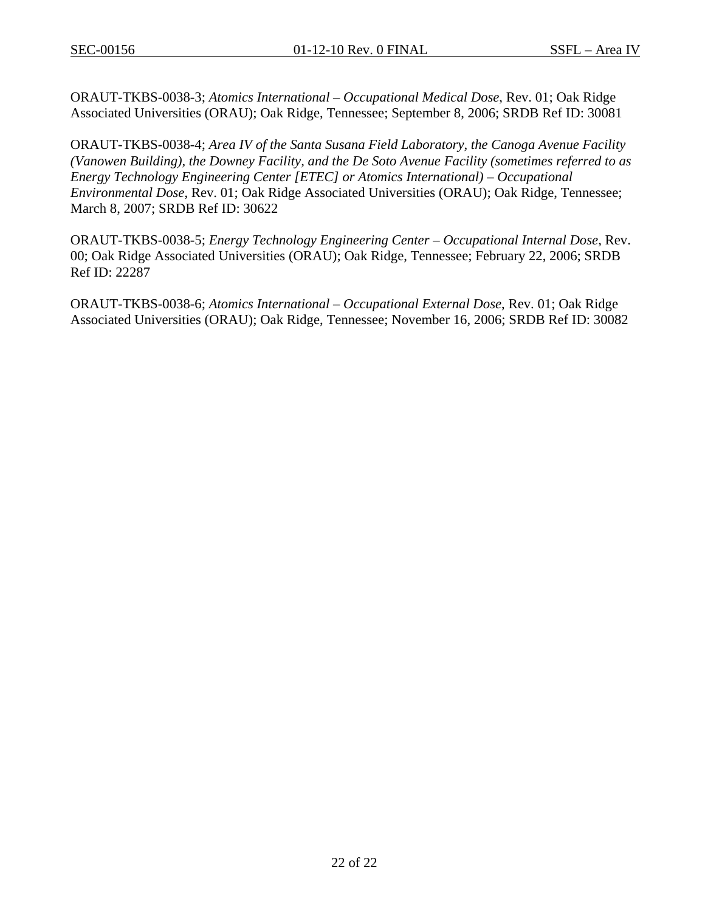ORAUT-TKBS-0038-3; *Atomics International – Occupational Medical Dose*, Rev. 01; Oak Ridge Associated Universities (ORAU); Oak Ridge, Tennessee; September 8, 2006; SRDB Ref ID: 30081

ORAUT-TKBS-0038-4; *Area IV of the Santa Susana Field Laboratory, the Canoga Avenue Facility (Vanowen Building), the Downey Facility, and the De Soto Avenue Facility (sometimes referred to as Energy Technology Engineering Center [ETEC] or Atomics International) – Occupational Environmental Dose*, Rev. 01; Oak Ridge Associated Universities (ORAU); Oak Ridge, Tennessee; March 8, 2007; SRDB Ref ID: 30622

ORAUT-TKBS-0038-5; *Energy Technology Engineering Center – Occupational Internal Dose*, Rev. 00; Oak Ridge Associated Universities (ORAU); Oak Ridge, Tennessee; February 22, 2006; SRDB Ref ID: 22287

ORAUT-TKBS-0038-6; *Atomics International – Occupational External Dose*, Rev. 01; Oak Ridge Associated Universities (ORAU); Oak Ridge, Tennessee; November 16, 2006; SRDB Ref ID: 30082